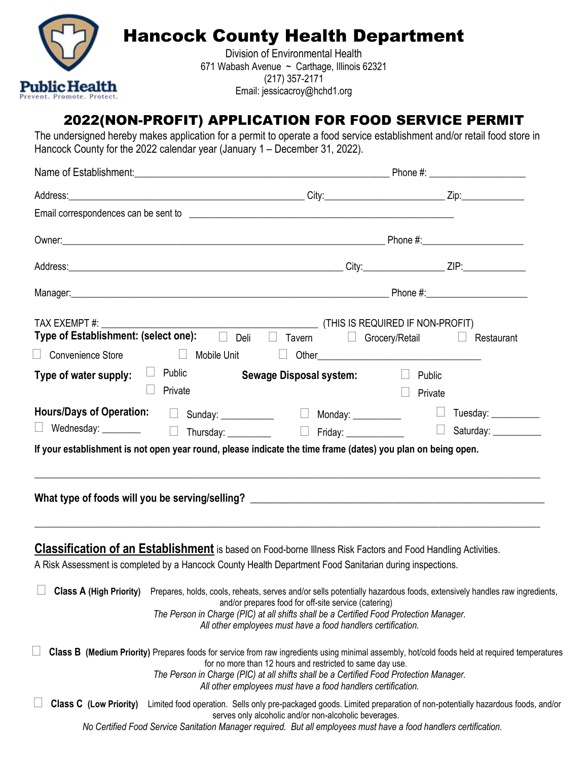# Hancock County Health Department

Division of Environmental Health
671 Wabash Avenue ~ Carthage, Illinois 62321
(217) 357-2171
Email: jessicacroy@hchd1.org

## 2022(NON-PROFIT) APPLICATION FOR FOOD SERVICE PERMIT

The undersigned hereby makes application for a permit to operate a food service establishment and/or retail food store in Hancock County for the 2022 calendar year (January 1 – December 31, 2022).

Name of Establishment:_______________________________________________ Phone #: ___________________

Address:_____________________________________________ City:______________________ Zip:____________

Email correspondences can be sent to ____________________________________________________

Owner:____________________________________________________________ Phone #:___________________

Address:____________________________________________________ City:_______________ ZIP:____________

Manager:___________________________________________________________ Phone #:___________________

TAX EXEMPT #: ________________________________________ (THIS IS REQUIRED IF NON-PROFIT)

**Type of Establishment: (select one):** ☐ Deli ☐ Tavern ☐ Grocery/Retail ☐ Restaurant

☐ Convenience Store ☐ Mobile Unit ☐ Other_______________________________

**Type of water supply:** ☐ Public ☐ Private **Sewage Disposal system:** ☐ Public ☐ Private

**Hours/Days of Operation:** ☐ Sunday: __________ ☐ Monday: _________ ☐ Tuesday: _________

☐ Wednesday: ________ ☐ Thursday: ________ ☐ Friday: ___________ ☐ Saturday: _________

**If your establishment is not open year round, please indicate the time frame (dates) you plan on being open.**

_____________________________________________________________________________________________

**What type of foods will you be serving/selling?** ___________________________________________________

_____________________________________________________________________________________________

**Classification of an Establishment** is based on Food-borne Illness Risk Factors and Food Handling Activities.
A Risk Assessment is completed by a Hancock County Health Department Food Sanitarian during inspections.

☐ **Class A (High Priority)** Prepares, holds, cools, reheats, serves and/or sells potentially hazardous foods, extensively handles raw ingredients, and/or prepares food for off-site service (catering)
*The Person in Charge (PIC) at all shifts shall be a Certified Food Protection Manager.*
*All other employees must have a food handlers certification.*

☐ **Class B (Medium Priority)** Prepares foods for service from raw ingredients using minimal assembly, hot/cold foods held at required temperatures for no more than 12 hours and restricted to same day use.
*The Person in Charge (PIC) at all shifts shall be a Certified Food Protection Manager.*
*All other employees must have a food handlers certification.*

☐ **Class C (Low Priority)** Limited food operation. Sells only pre-packaged goods. Limited preparation of non-potentially hazardous foods, and/or serves only alcoholic and/or non-alcoholic beverages.
*No Certified Food Service Sanitation Manager required. But all employees must have a food handlers certification.*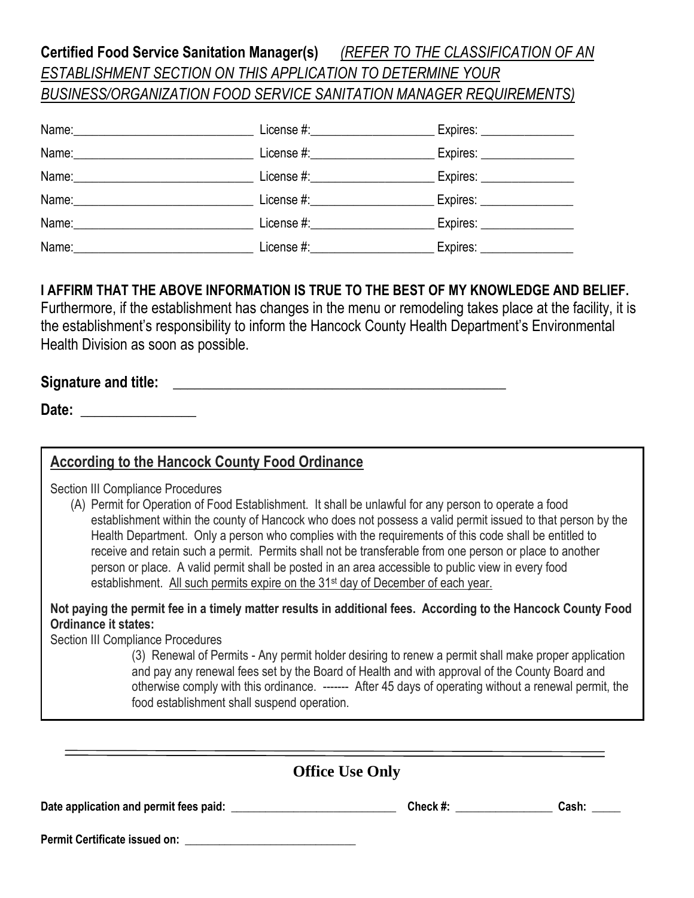**Certified Food Service Sanitation Manager(s)** *(REFER TO THE CLASSIFICATION OF AN ESTABLISHMENT SECTION ON THIS APPLICATION TO DETERMINE YOUR BUSINESS/ORGANIZATION FOOD SERVICE SANITATION MANAGER REQUIREMENTS)*

Name:______________________________ License #:____________________ Expires: _______________

Name:______________________________ License #:____________________ Expires: _______________

Name:______________________________ License #:____________________ Expires: _______________

Name:______________________________ License #:____________________ Expires: _______________

Name:______________________________ License #:____________________ Expires: _______________

Name:______________________________ License #:____________________ Expires: _______________

**I AFFIRM THAT THE ABOVE INFORMATION IS TRUE TO THE BEST OF MY KNOWLEDGE AND BELIEF.** Furthermore, if the establishment has changes in the menu or remodeling takes place at the facility, it is the establishment's responsibility to inform the Hancock County Health Department's Environmental Health Division as soon as possible.

**Signature and title:** ______________________________________________

**Date:** ________________

## According to the Hancock County Food Ordinance

Section III Compliance Procedures

(A) Permit for Operation of Food Establishment. It shall be unlawful for any person to operate a food establishment within the county of Hancock who does not possess a valid permit issued to that person by the Health Department. Only a person who complies with the requirements of this code shall be entitled to receive and retain such a permit. Permits shall not be transferable from one person or place to another person or place. A valid permit shall be posted in an area accessible to public view in every food establishment. All such permits expire on the 31st day of December of each year.

**Not paying the permit fee in a timely matter results in additional fees. According to the Hancock County Food Ordinance it states:**

Section III Compliance Procedures

(3) Renewal of Permits - Any permit holder desiring to renew a permit shall make proper application and pay any renewal fees set by the Board of Health and with approval of the County Board and otherwise comply with this ordinance. ------- After 45 days of operating without a renewal permit, the food establishment shall suspend operation.

## Office Use Only

**Date application and permit fees paid:** ____________________________ **Check #:** _________________ **Cash:** _____

**Permit Certificate issued on:** ______________________________